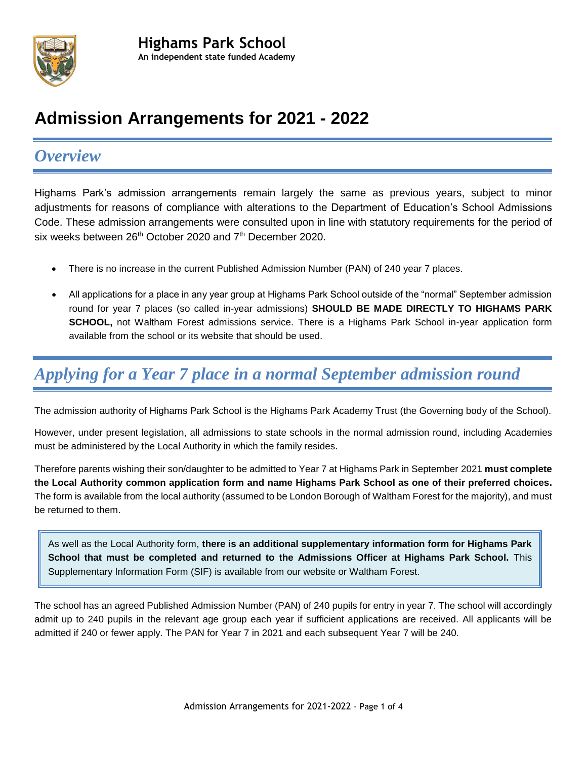# Highams Park School

**An independent state funded Academy**

# Admission Arrangements for 2021 - 2022

## *Overview*

Highams Park's admission arrangements remain largely the same as previous years, subject to minor adjustments for reasons of compliance with alterations to the Department of Education's School Admissions Code. These admission arrangements were consulted upon in line with statutory requirements for the period of six weeks between 26th October 2020 and 7th December 2020.

- There is no increase in the current Published Admission Number (PAN) of 240 year 7 places.
- All applications for a place in any year group at Highams Park School outside of the "normal" September admission round for year 7 places (so called in-year admissions) **SHOULD BE MADE DIRECTLY TO HIGHAMS PARK SCHOOL,** not Waltham Forest admissions service. There is a Highams Park School in-year application form available from the school or its website that should be used.

## *Applying for a Year 7 place in a normal September admission round*

The admission authority of Highams Park School is the Highams Park Academy Trust (the Governing body of the School).

However, under present legislation, all admissions to state schools in the normal admission round, including Academies must be administered by the Local Authority in which the family resides.

Therefore parents wishing their son/daughter to be admitted to Year 7 at Highams Park in September 2021 **must complete the Local Authority common application form and name Highams Park School as one of their preferred choices.** The form is available from the local authority (assumed to be London Borough of Waltham Forest for the majority), and must be returned to them.

As well as the Local Authority form, **there is an additional supplementary information form for Highams Park School that must be completed and returned to the Admissions Officer at Highams Park School.** This Supplementary Information Form (SIF) is available from our website or Waltham Forest.

The school has an agreed Published Admission Number (PAN) of 240 pupils for entry in year 7. The school will accordingly admit up to 240 pupils in the relevant age group each year if sufficient applications are received. All applicants will be admitted if 240 or fewer apply. The PAN for Year 7 in 2021 and each subsequent Year 7 will be 240.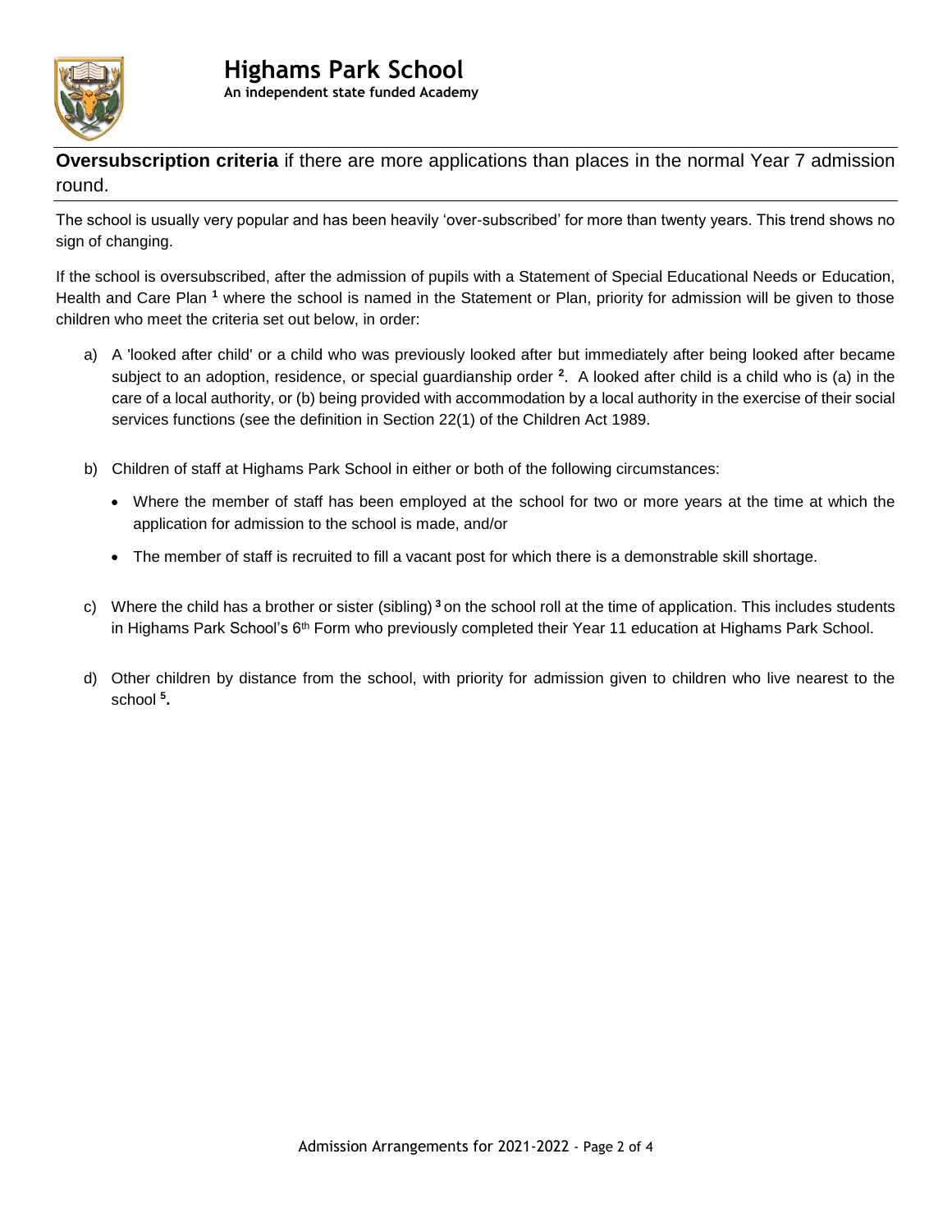# Highams Park School

**An independent state funded Academy**

**Oversubscription criteria** if there are more applications than places in the normal Year 7 admission round.

The school is usually very popular and has been heavily 'over-subscribed' for more than twenty years. This trend shows no sign of changing.

If the school is oversubscribed, after the admission of pupils with a Statement of Special Educational Needs or Education, Health and Care Plan [1] where the school is named in the Statement or Plan, priority for admission will be given to those children who meet the criteria set out below, in order:

a) A 'looked after child' or a child who was previously looked after but immediately after being looked after became subject to an adoption, residence, or special guardianship order [2]. A looked after child is a child who is (a) in the care of a local authority, or (b) being provided with accommodation by a local authority in the exercise of their social services functions (see the definition in Section 22(1) of the Children Act 1989.

b) Children of staff at Highams Park School in either or both of the following circumstances:

- Where the member of staff has been employed at the school for two or more years at the time at which the application for admission to the school is made, and/or
- The member of staff is recruited to fill a vacant post for which there is a demonstrable skill shortage.

c) Where the child has a brother or sister (sibling) [3] on the school roll at the time of application. This includes students in Highams Park School's 6th Form who previously completed their Year 11 education at Highams Park School.

d) Other children by distance from the school, with priority for admission given to children who live nearest to the school [5].

Admission Arrangements for 2021-2022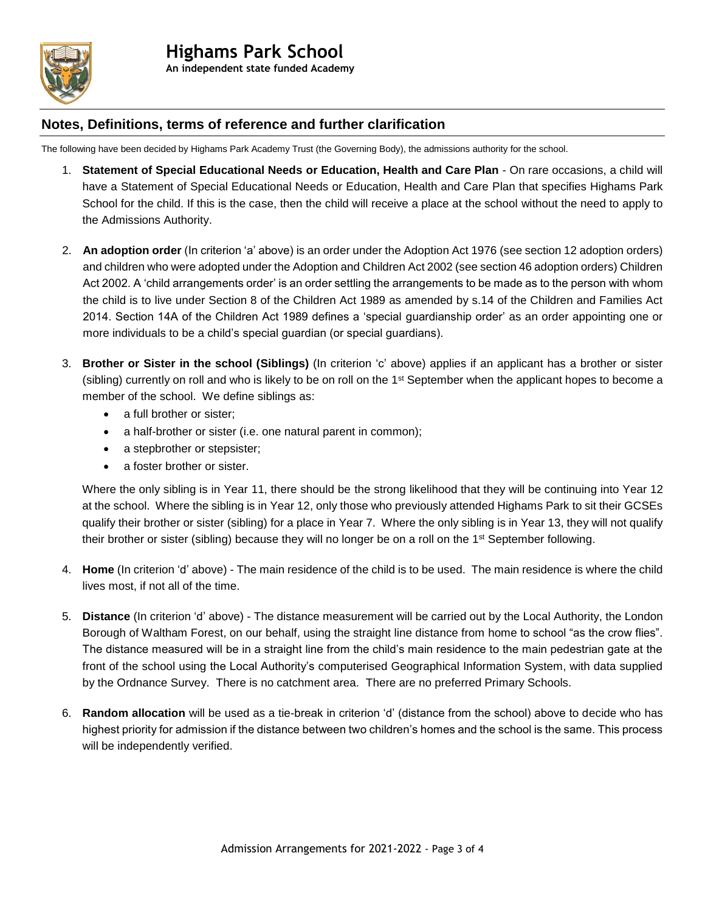## Notes, Definitions, terms of reference and further clarification

The following have been decided by Highams Park Academy Trust (the Governing Body), the admissions authority for the school.

1. **Statement of Special Educational Needs or Education, Health and Care Plan** - On rare occasions, a child will have a Statement of Special Educational Needs or Education, Health and Care Plan that specifies Highams Park School for the child. If this is the case, then the child will receive a place at the school without the need to apply to the Admissions Authority.

2. **An adoption order** (In criterion 'a' above) is an order under the Adoption Act 1976 (see section 12 adoption orders) and children who were adopted under the Adoption and Children Act 2002 (see section 46 adoption orders) Children Act 2002. A 'child arrangements order' is an order settling the arrangements to be made as to the person with whom the child is to live under Section 8 of the Children Act 1989 as amended by s.14 of the Children and Families Act 2014. Section 14A of the Children Act 1989 defines a 'special guardianship order' as an order appointing one or more individuals to be a child's special guardian (or special guardians).

3. **Brother or Sister in the school (Siblings)** (In criterion 'c' above) applies if an applicant has a brother or sister (sibling) currently on roll and who is likely to be on roll on the 1st September when the applicant hopes to become a member of the school. We define siblings as:
   - a full brother or sister;
   - a half-brother or sister (i.e. one natural parent in common);
   - a stepbrother or stepsister;
   - a foster brother or sister.

   Where the only sibling is in Year 11, there should be the strong likelihood that they will be continuing into Year 12 at the school. Where the sibling is in Year 12, only those who previously attended Highams Park to sit their GCSEs qualify their brother or sister (sibling) for a place in Year 7. Where the only sibling is in Year 13, they will not qualify their brother or sister (sibling) because they will no longer be on a roll on the 1st September following.

4. **Home** (In criterion 'd' above) - The main residence of the child is to be used. The main residence is where the child lives most, if not all of the time.

5. **Distance** (In criterion 'd' above) - The distance measurement will be carried out by the Local Authority, the London Borough of Waltham Forest, on our behalf, using the straight line distance from home to school "as the crow flies". The distance measured will be in a straight line from the child's main residence to the main pedestrian gate at the front of the school using the Local Authority's computerised Geographical Information System, with data supplied by the Ordnance Survey. There is no catchment area. There are no preferred Primary Schools.

6. **Random allocation** will be used as a tie-break in criterion 'd' (distance from the school) above to decide who has highest priority for admission if the distance between two children's homes and the school is the same. This process will be independently verified.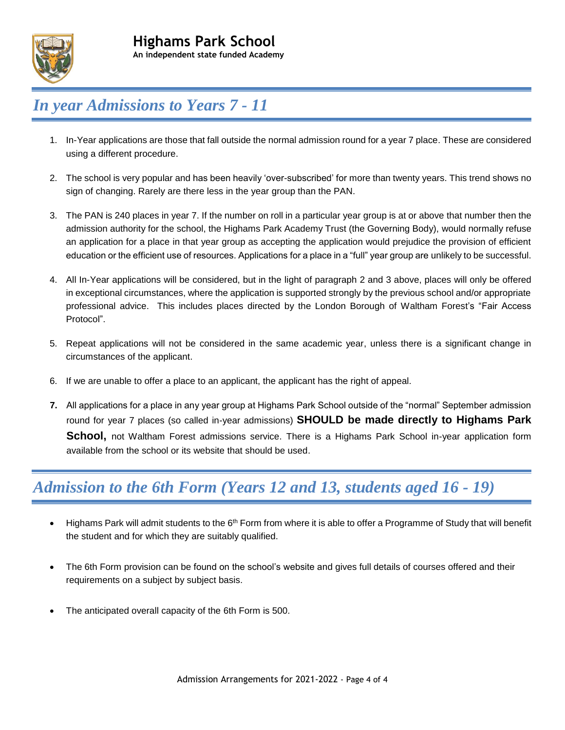# Highams Park School

**An independent state funded Academy**

## *In year Admissions to Years 7 - 11*

1. In-Year applications are those that fall outside the normal admission round for a year 7 place. These are considered using a different procedure.

2. The school is very popular and has been heavily 'over-subscribed' for more than twenty years. This trend shows no sign of changing. Rarely are there less in the year group than the PAN.

3. The PAN is 240 places in year 7. If the number on roll in a particular year group is at or above that number then the admission authority for the school, the Highams Park Academy Trust (the Governing Body), would normally refuse an application for a place in that year group as accepting the application would prejudice the provision of efficient education or the efficient use of resources. Applications for a place in a "full" year group are unlikely to be successful.

4. All In-Year applications will be considered, but in the light of paragraph 2 and 3 above, places will only be offered in exceptional circumstances, where the application is supported strongly by the previous school and/or appropriate professional advice. This includes places directed by the London Borough of Waltham Forest's "Fair Access Protocol".

5. Repeat applications will not be considered in the same academic year, unless there is a significant change in circumstances of the applicant.

6. If we are unable to offer a place to an applicant, the applicant has the right of appeal.

7. All applications for a place in any year group at Highams Park School outside of the "normal" September admission round for year 7 places (so called in-year admissions) **SHOULD be made directly to Highams Park School,** not Waltham Forest admissions service. There is a Highams Park School in-year application form available from the school or its website that should be used.

## *Admission to the 6th Form (Years 12 and 13, students aged 16 - 19)*

- Highams Park will admit students to the 6th Form from where it is able to offer a Programme of Study that will benefit the student and for which they are suitably qualified.

- The 6th Form provision can be found on the school's website and gives full details of courses offered and their requirements on a subject by subject basis.

- The anticipated overall capacity of the 6th Form is 500.